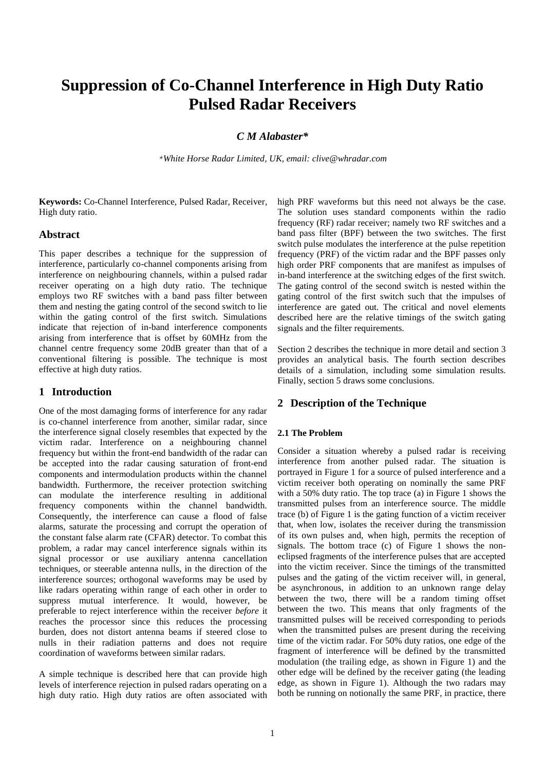# Suppression of Co-Channel Interference in High Duty Ratio Pulsed Radar Receivers

***C M Alabaster****

*\*White Horse Radar Limited, UK, email: clive@whradar.com*

**Keywords:** Co-Channel Interference, Pulsed Radar, Receiver, High duty ratio.

## Abstract

This paper describes a technique for the suppression of interference, particularly co-channel components arising from interference on neighbouring channels, within a pulsed radar receiver operating on a high duty ratio. The technique employs two RF switches with a band pass filter between them and nesting the gating control of the second switch to lie within the gating control of the first switch. Simulations indicate that rejection of in-band interference components arising from interference that is offset by 60MHz from the channel centre frequency some 20dB greater than that of a conventional filtering is possible. The technique is most effective at high duty ratios.

## 1 Introduction

One of the most damaging forms of interference for any radar is co-channel interference from another, similar radar, since the interference signal closely resembles that expected by the victim radar. Interference on a neighbouring channel frequency but within the front-end bandwidth of the radar can be accepted into the radar causing saturation of front-end components and intermodulation products within the channel bandwidth. Furthermore, the receiver protection switching can modulate the interference resulting in additional frequency components within the channel bandwidth. Consequently, the interference can cause a flood of false alarms, saturate the processing and corrupt the operation of the constant false alarm rate (CFAR) detector. To combat this problem, a radar may cancel interference signals within its signal processor or use auxiliary antenna cancellation techniques, or steerable antenna nulls, in the direction of the interference sources; orthogonal waveforms may be used by like radars operating within range of each other in order to suppress mutual interference. It would, however, be preferable to reject interference within the receiver *before* it reaches the processor since this reduces the processing burden, does not distort antenna beams if steered close to nulls in their radiation patterns and does not require coordination of waveforms between similar radars.

A simple technique is described here that can provide high levels of interference rejection in pulsed radars operating on a high duty ratio. High duty ratios are often associated with high PRF waveforms but this need not always be the case. The solution uses standard components within the radio frequency (RF) radar receiver; namely two RF switches and a band pass filter (BPF) between the two switches. The first switch pulse modulates the interference at the pulse repetition frequency (PRF) of the victim radar and the BPF passes only high order PRF components that are manifest as impulses of in-band interference at the switching edges of the first switch. The gating control of the second switch is nested within the gating control of the first switch such that the impulses of interference are gated out. The critical and novel elements described here are the relative timings of the switch gating signals and the filter requirements.

Section 2 describes the technique in more detail and section 3 provides an analytical basis. The fourth section describes details of a simulation, including some simulation results. Finally, section 5 draws some conclusions.

## 2 Description of the Technique

### 2.1 The Problem

Consider a situation whereby a pulsed radar is receiving interference from another pulsed radar. The situation is portrayed in Figure 1 for a source of pulsed interference and a victim receiver both operating on nominally the same PRF with a 50% duty ratio. The top trace (a) in Figure 1 shows the transmitted pulses from an interference source. The middle trace (b) of Figure 1 is the gating function of a victim receiver that, when low, isolates the receiver during the transmission of its own pulses and, when high, permits the reception of signals. The bottom trace (c) of Figure 1 shows the non-eclipsed fragments of the interference pulses that are accepted into the victim receiver. Since the timings of the transmitted pulses and the gating of the victim receiver will, in general, be asynchronous, in addition to an unknown range delay between the two, there will be a random timing offset between the two. This means that only fragments of the transmitted pulses will be received corresponding to periods when the transmitted pulses are present during the receiving time of the victim radar. For 50% duty ratios, one edge of the fragment of interference will be defined by the transmitted modulation (the trailing edge, as shown in Figure 1) and the other edge will be defined by the receiver gating (the leading edge, as shown in Figure 1). Although the two radars may both be running on notionally the same PRF, in practice, there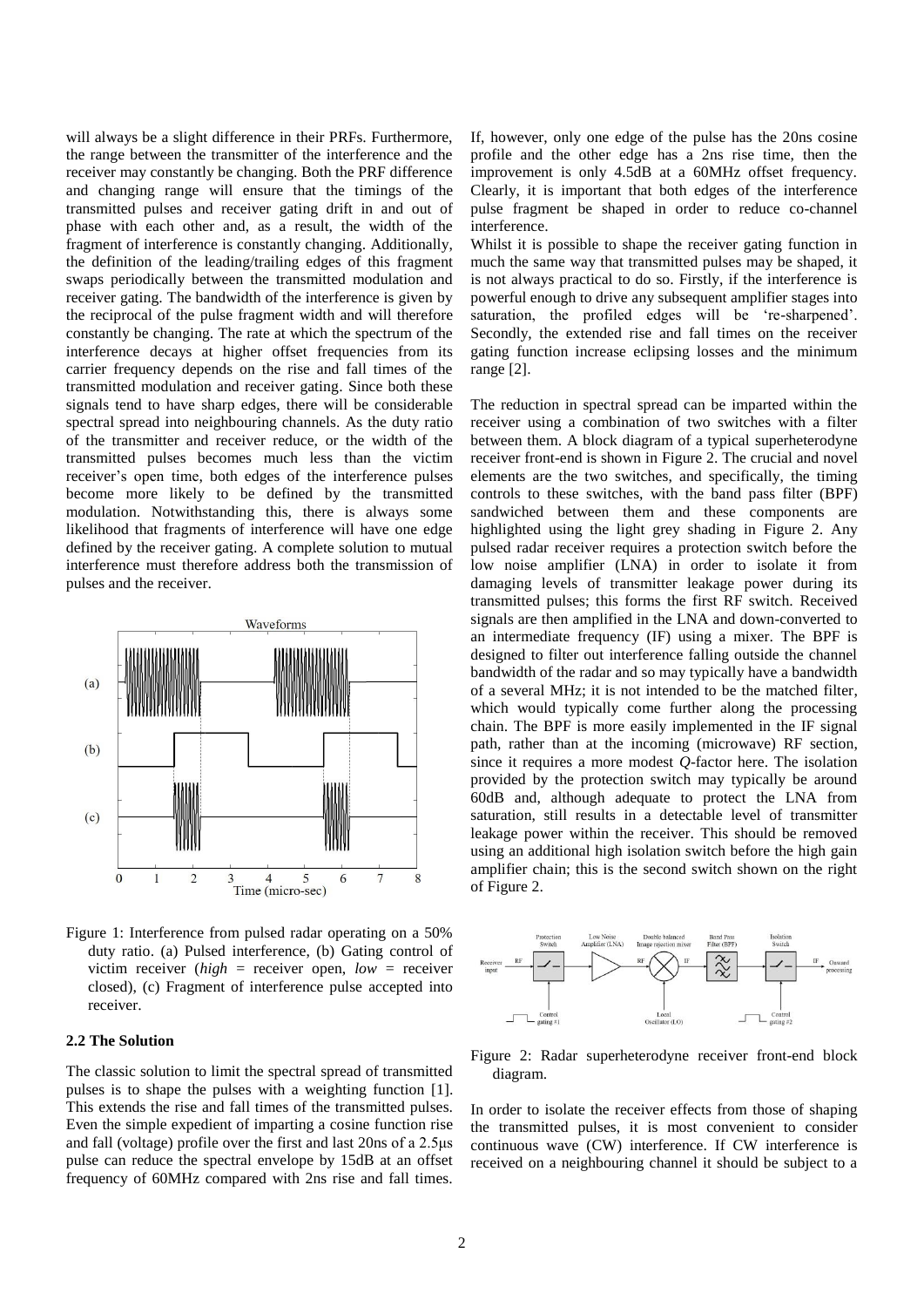will always be a slight difference in their PRFs. Furthermore, the range between the transmitter of the interference and the receiver may constantly be changing. Both the PRF difference and changing range will ensure that the timings of the transmitted pulses and receiver gating drift in and out of phase with each other and, as a result, the width of the fragment of interference is constantly changing. Additionally, the definition of the leading/trailing edges of this fragment swaps periodically between the transmitted modulation and receiver gating. The bandwidth of the interference is given by the reciprocal of the pulse fragment width and will therefore constantly be changing. The rate at which the spectrum of the interference decays at higher offset frequencies from its carrier frequency depends on the rise and fall times of the transmitted modulation and receiver gating. Since both these signals tend to have sharp edges, there will be considerable spectral spread into neighbouring channels. As the duty ratio of the transmitter and receiver reduce, or the width of the transmitted pulses becomes much less than the victim receiver's open time, both edges of the interference pulses become more likely to be defined by the transmitted modulation. Notwithstanding this, there is always some likelihood that fragments of interference will have one edge defined by the receiver gating. A complete solution to mutual interference must therefore address both the transmission of pulses and the receiver.

Figure 1: Interference from pulsed radar operating on a 50% duty ratio. (a) Pulsed interference, (b) Gating control of victim receiver (*high* = receiver open, *low* = receiver closed), (c) Fragment of interference pulse accepted into receiver.

### 2.2 The Solution

The classic solution to limit the spectral spread of transmitted pulses is to shape the pulses with a weighting function [1]. This extends the rise and fall times of the transmitted pulses. Even the simple expedient of imparting a cosine function rise and fall (voltage) profile over the first and last 20ns of a 2.5μs pulse can reduce the spectral envelope by 15dB at an offset frequency of 60MHz compared with 2ns rise and fall times. If, however, only one edge of the pulse has the 20ns cosine profile and the other edge has a 2ns rise time, then the improvement is only 4.5dB at a 60MHz offset frequency. Clearly, it is important that both edges of the interference pulse fragment be shaped in order to reduce co-channel interference.

Whilst it is possible to shape the receiver gating function in much the same way that transmitted pulses may be shaped, it is not always practical to do so. Firstly, if the interference is powerful enough to drive any subsequent amplifier stages into saturation, the profiled edges will be 're-sharpened'. Secondly, the extended rise and fall times on the receiver gating function increase eclipsing losses and the minimum range [2].

The reduction in spectral spread can be imparted within the receiver using a combination of two switches with a filter between them. A block diagram of a typical superheterodyne receiver front-end is shown in Figure 2. The crucial and novel elements are the two switches, and specifically, the timing controls to these switches, with the band pass filter (BPF) sandwiched between them and these components are highlighted using the light grey shading in Figure 2. Any pulsed radar receiver requires a protection switch before the low noise amplifier (LNA) in order to isolate it from damaging levels of transmitter leakage power during its transmitted pulses; this forms the first RF switch. Received signals are then amplified in the LNA and down-converted to an intermediate frequency (IF) using a mixer. The BPF is designed to filter out interference falling outside the channel bandwidth of the radar and so may typically have a bandwidth of a several MHz; it is not intended to be the matched filter, which would typically come further along the processing chain. The BPF is more easily implemented in the IF signal path, rather than at the incoming (microwave) RF section, since it requires a more modest *Q*-factor here. The isolation provided by the protection switch may typically be around 60dB and, although adequate to protect the LNA from saturation, still results in a detectable level of transmitter leakage power within the receiver. This should be removed using an additional high isolation switch before the high gain amplifier chain; this is the second switch shown on the right of Figure 2.

Figure 2: Radar superheterodyne receiver front-end block diagram.

In order to isolate the receiver effects from those of shaping the transmitted pulses, it is most convenient to consider continuous wave (CW) interference. If CW interference is received on a neighbouring channel it should be subject to a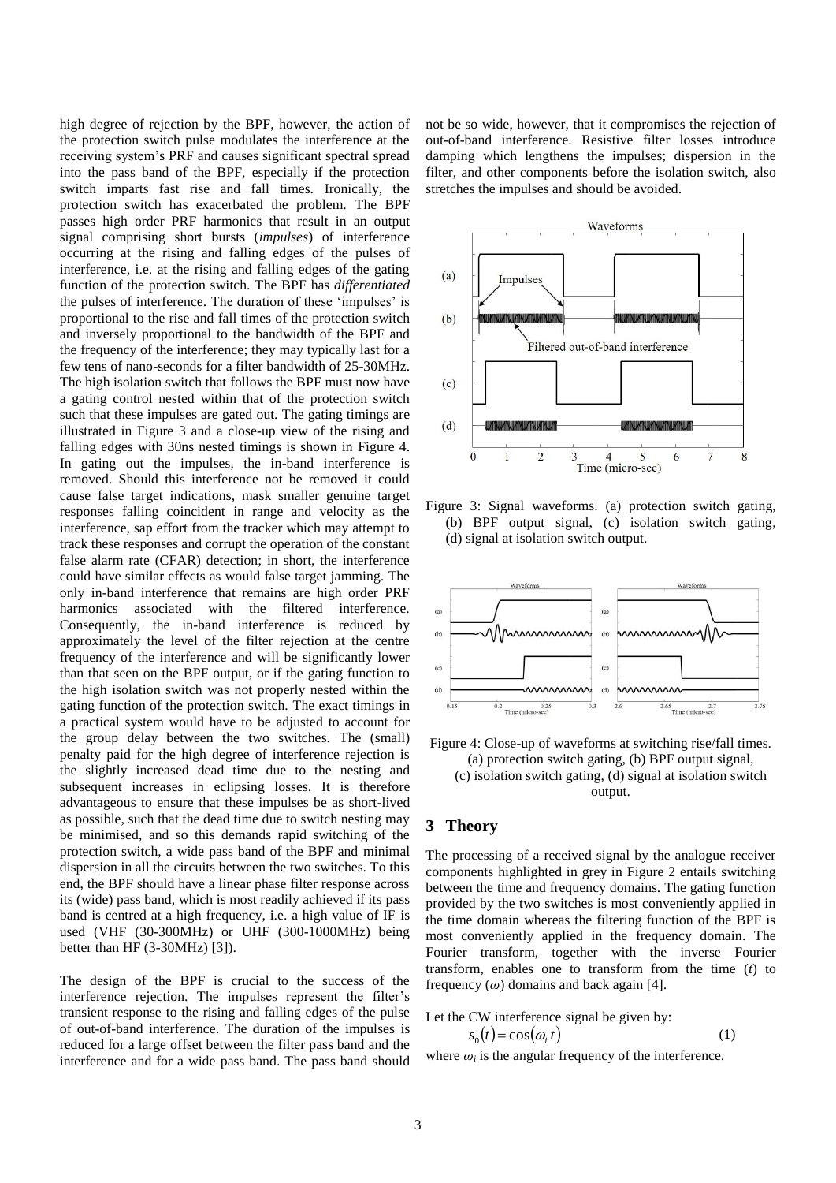high degree of rejection by the BPF, however, the action of the protection switch pulse modulates the interference at the receiving system's PRF and causes significant spectral spread into the pass band of the BPF, especially if the protection switch imparts fast rise and fall times. Ironically, the protection switch has exacerbated the problem. The BPF passes high order PRF harmonics that result in an output signal comprising short bursts (*impulses*) of interference occurring at the rising and falling edges of the pulses of interference, i.e. at the rising and falling edges of the gating function of the protection switch. The BPF has *differentiated* the pulses of interference. The duration of these 'impulses' is proportional to the rise and fall times of the protection switch and inversely proportional to the bandwidth of the BPF and the frequency of the interference; they may typically last for a few tens of nano-seconds for a filter bandwidth of 25-30MHz. The high isolation switch that follows the BPF must now have a gating control nested within that of the protection switch such that these impulses are gated out. The gating timings are illustrated in Figure 3 and a close-up view of the rising and falling edges with 30ns nested timings is shown in Figure 4. In gating out the impulses, the in-band interference is removed. Should this interference not be removed it could cause false target indications, mask smaller genuine target responses falling coincident in range and velocity as the interference, sap effort from the tracker which may attempt to track these responses and corrupt the operation of the constant false alarm rate (CFAR) detection; in short, the interference could have similar effects as would false target jamming. The only in-band interference that remains are high order PRF harmonics associated with the filtered interference. Consequently, the in-band interference is reduced by approximately the level of the filter rejection at the centre frequency of the interference and will be significantly lower than that seen on the BPF output, or if the gating function to the high isolation switch was not properly nested within the gating function of the protection switch. The exact timings in a practical system would have to be adjusted to account for the group delay between the two switches. The (small) penalty paid for the high degree of interference rejection is the slightly increased dead time due to the nesting and subsequent increases in eclipsing losses. It is therefore advantageous to ensure that these impulses be as short-lived as possible, such that the dead time due to switch nesting may be minimised, and so this demands rapid switching of the protection switch, a wide pass band of the BPF and minimal dispersion in all the circuits between the two switches. To this end, the BPF should have a linear phase filter response across its (wide) pass band, which is most readily achieved if its pass band is centred at a high frequency, i.e. a high value of IF is used (VHF (30-300MHz) or UHF (300-1000MHz) being better than HF (3-30MHz) [3]).

The design of the BPF is crucial to the success of the interference rejection. The impulses represent the filter's transient response to the rising and falling edges of the pulse of out-of-band interference. The duration of the impulses is reduced for a large offset between the filter pass band and the interference and for a wide pass band. The pass band should not be so wide, however, that it compromises the rejection of out-of-band interference. Resistive filter losses introduce damping which lengthens the impulses; dispersion in the filter, and other components before the isolation switch, also stretches the impulses and should be avoided.

Figure 3: Signal waveforms. (a) protection switch gating, (b) BPF output signal, (c) isolation switch gating, (d) signal at isolation switch output.

Figure 4: Close-up of waveforms at switching rise/fall times. (a) protection switch gating, (b) BPF output signal, (c) isolation switch gating, (d) signal at isolation switch output.

## 3 Theory

The processing of a received signal by the analogue receiver components highlighted in grey in Figure 2 entails switching between the time and frequency domains. The gating function provided by the two switches is most conveniently applied in the time domain whereas the filtering function of the BPF is most conveniently applied in the frequency domain. The Fourier transform, together with the inverse Fourier transform, enables one to transform from the time ($t$) to frequency ($\omega$) domains and back again [4].

Let the CW interference signal be given by:

$$s_0(t) = \cos(\omega_i t) \tag{1}$$

where $\omega_i$ is the angular frequency of the interference.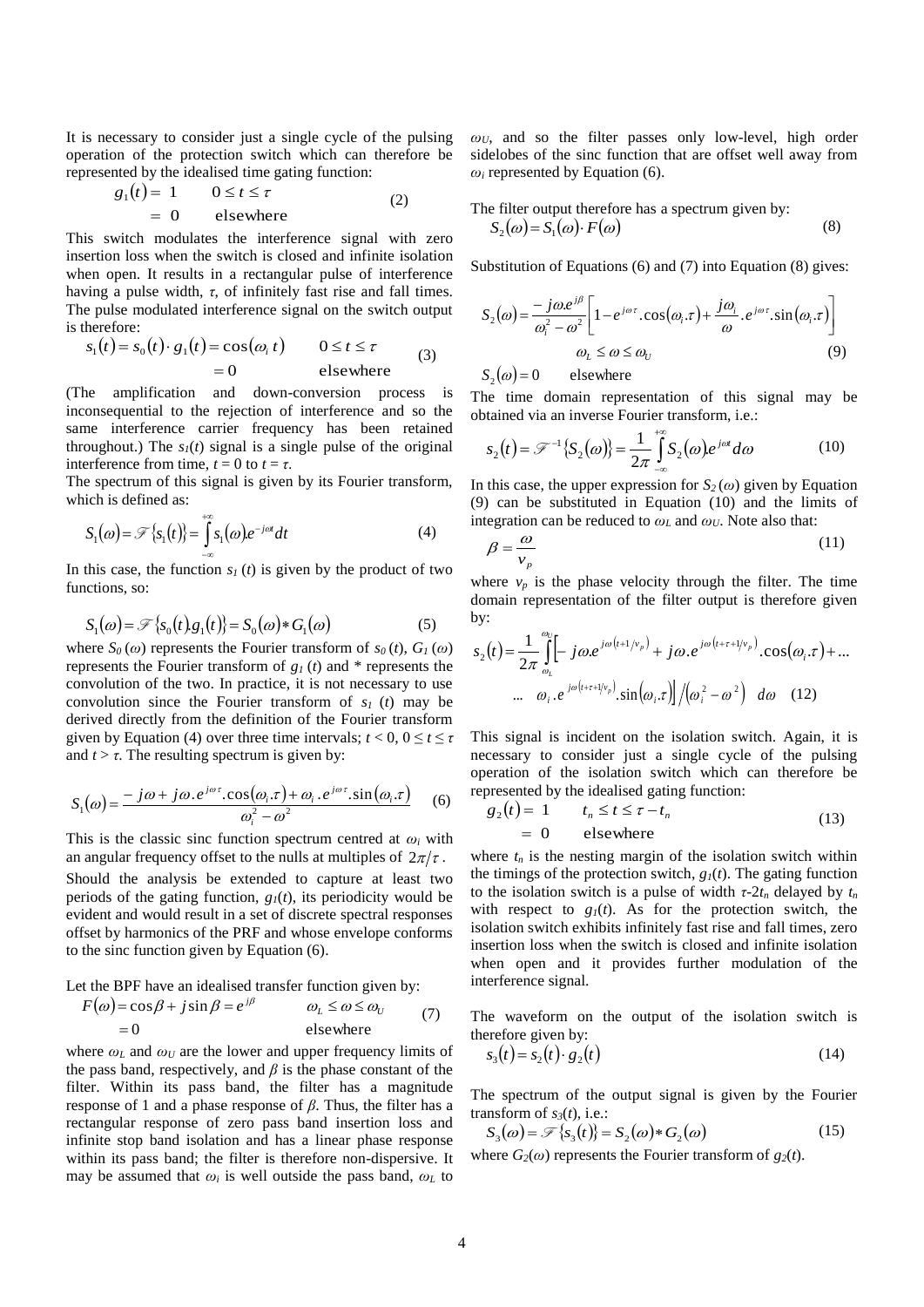It is necessary to consider just a single cycle of the pulsing operation of the protection switch which can therefore be represented by the idealised time gating function:

$$g_1(t) = 1 \qquad 0 \le t \le \tau$$
$$= 0 \qquad \text{elsewhere} \tag{2}$$

This switch modulates the interference signal with zero insertion loss when the switch is closed and infinite isolation when open. It results in a rectangular pulse of interference having a pulse width, $\tau$, of infinitely fast rise and fall times. The pulse modulated interference signal on the switch output is therefore:

$$s_1(t) = s_0(t)\cdot g_1(t) = \cos(\omega_i\, t) \qquad 0 \le t \le \tau$$
$$= 0 \qquad \text{elsewhere} \tag{3}$$

(The amplification and down-conversion process is inconsequential to the rejection of interference and so the same interference carrier frequency has been retained throughout.) The $s_1(t)$ signal is a single pulse of the original interference from time, $t = 0$ to $t = \tau$.

The spectrum of this signal is given by its Fourier transform, which is defined as:

$$S_1(\omega) = \mathscr{F}\{s_1(t)\} = \int_{-\infty}^{+\infty} s_1(\omega) e^{-j\omega t} dt \tag{4}$$

In this case, the function $s_1(t)$ is given by the product of two functions, so:

$$S_1(\omega) = \mathscr{F}\{s_0(t).g_1(t)\} = S_0(\omega) * G_1(\omega) \tag{5}$$

where $S_0(\omega)$ represents the Fourier transform of $s_0(t)$, $G_1(\omega)$ represents the Fourier transform of $g_1(t)$ and * represents the convolution of the two. In practice, it is not necessary to use convolution since the Fourier transform of $s_1(t)$ may be derived directly from the definition of the Fourier transform given by Equation (4) over three time intervals; $t < 0$, $0 \le t \le \tau$ and $t > \tau$. The resulting spectrum is given by:

$$S_1(\omega) = \frac{-j\omega + j\omega . e^{j\omega\tau}.\cos(\omega_i.\tau) + \omega_i . e^{j\omega\tau}.\sin(\omega_i.\tau)}{\omega_i^2 - \omega^2} \tag{6}$$

This is the classic sinc function spectrum centred at $\omega_i$ with an angular frequency offset to the nulls at multiples of $2\pi/\tau$.

Should the analysis be extended to capture at least two periods of the gating function, $g_1(t)$, its periodicity would be evident and would result in a set of discrete spectral responses offset by harmonics of the PRF and whose envelope conforms to the sinc function given by Equation (6).

Let the BPF have an idealised transfer function given by:

$$F(\omega) = \cos\beta + j\sin\beta = e^{j\beta} \qquad \omega_L \le \omega \le \omega_U$$
$$= 0 \qquad \text{elsewhere} \tag{7}$$

where $\omega_L$ and $\omega_U$ are the lower and upper frequency limits of the pass band, respectively, and $\beta$ is the phase constant of the filter. Within its pass band, the filter has a magnitude response of 1 and a phase response of $\beta$. Thus, the filter has a rectangular response of zero pass band insertion loss and infinite stop band isolation and has a linear phase response within its pass band; the filter is therefore non-dispersive. It may be assumed that $\omega_i$ is well outside the pass band, $\omega_L$ to $\omega_U$, and so the filter passes only low-level, high order sidelobes of the sinc function that are offset well away from $\omega_i$ represented by Equation (6).

The filter output therefore has a spectrum given by:

$$S_2(\omega) = S_1(\omega)\cdot F(\omega) \tag{8}$$

Substitution of Equations (6) and (7) into Equation (8) gives:

$$S_2(\omega) = \frac{-j\omega e^{j\beta}}{\omega_i^2 - \omega^2}\left[1 - e^{j\omega\tau}.\cos(\omega_i.\tau) + \frac{j\omega_i}{\omega}.e^{j\omega\tau}.\sin(\omega_i.\tau)\right]$$
$$\omega_L \le \omega \le \omega_U \tag{9}$$
$$S_2(\omega) = 0 \qquad \text{elsewhere}$$

The time domain representation of this signal may be obtained via an inverse Fourier transform, i.e.:

$$s_2(t) = \mathscr{F}^{-1}\{S_2(\omega)\} = \frac{1}{2\pi}\int_{-\infty}^{+\infty} S_2(\omega) e^{j\omega t} d\omega \tag{10}$$

In this case, the upper expression for $S_2(\omega)$ given by Equation (9) can be substituted in Equation (10) and the limits of integration can be reduced to $\omega_L$ and $\omega_U$. Note also that:

$$\beta = \frac{\omega}{v_p} \tag{11}$$

where $v_p$ is the phase velocity through the filter. The time domain representation of the filter output is therefore given by:

$$s_2(t) = \frac{1}{2\pi}\int_{\omega_L}^{\omega_U}\Big[-j\omega . e^{j\omega\left(t+1/v_p\right)} + j\omega . e^{j\omega\left(t+\tau+1/v_p\right)}.\cos(\omega_i.\tau) + \ldots$$
$$\ldots\ \omega_i . e^{j\omega\left(t+\tau+1/v_p\right)}.\sin(\omega_i.\tau)\Big]\Big/\left(\omega_i^2 - \omega^2\right)\ d\omega \tag{12}$$

This signal is incident on the isolation switch. Again, it is necessary to consider just a single cycle of the pulsing operation of the isolation switch which can therefore be represented by the idealised gating function:

$$g_2(t) = 1 \qquad t_n \le t \le \tau - t_n$$
$$= 0 \qquad \text{elsewhere} \tag{13}$$

where $t_n$ is the nesting margin of the isolation switch within the timings of the protection switch, $g_1(t)$. The gating function to the isolation switch is a pulse of width $\tau$-2$t_n$ delayed by $t_n$ with respect to $g_1(t)$. As for the protection switch, the isolation switch exhibits infinitely fast rise and fall times, zero insertion loss when the switch is closed and infinite isolation when open and it provides further modulation of the interference signal.

The waveform on the output of the isolation switch is therefore given by:

$$s_3(t) = s_2(t)\cdot g_2(t) \tag{14}$$

The spectrum of the output signal is given by the Fourier transform of $s_3(t)$, i.e.:

$$S_3(\omega) = \mathscr{F}\{s_3(t)\} = S_2(\omega) * G_2(\omega) \tag{15}$$

where $G_2(\omega)$ represents the Fourier transform of $g_2(t)$.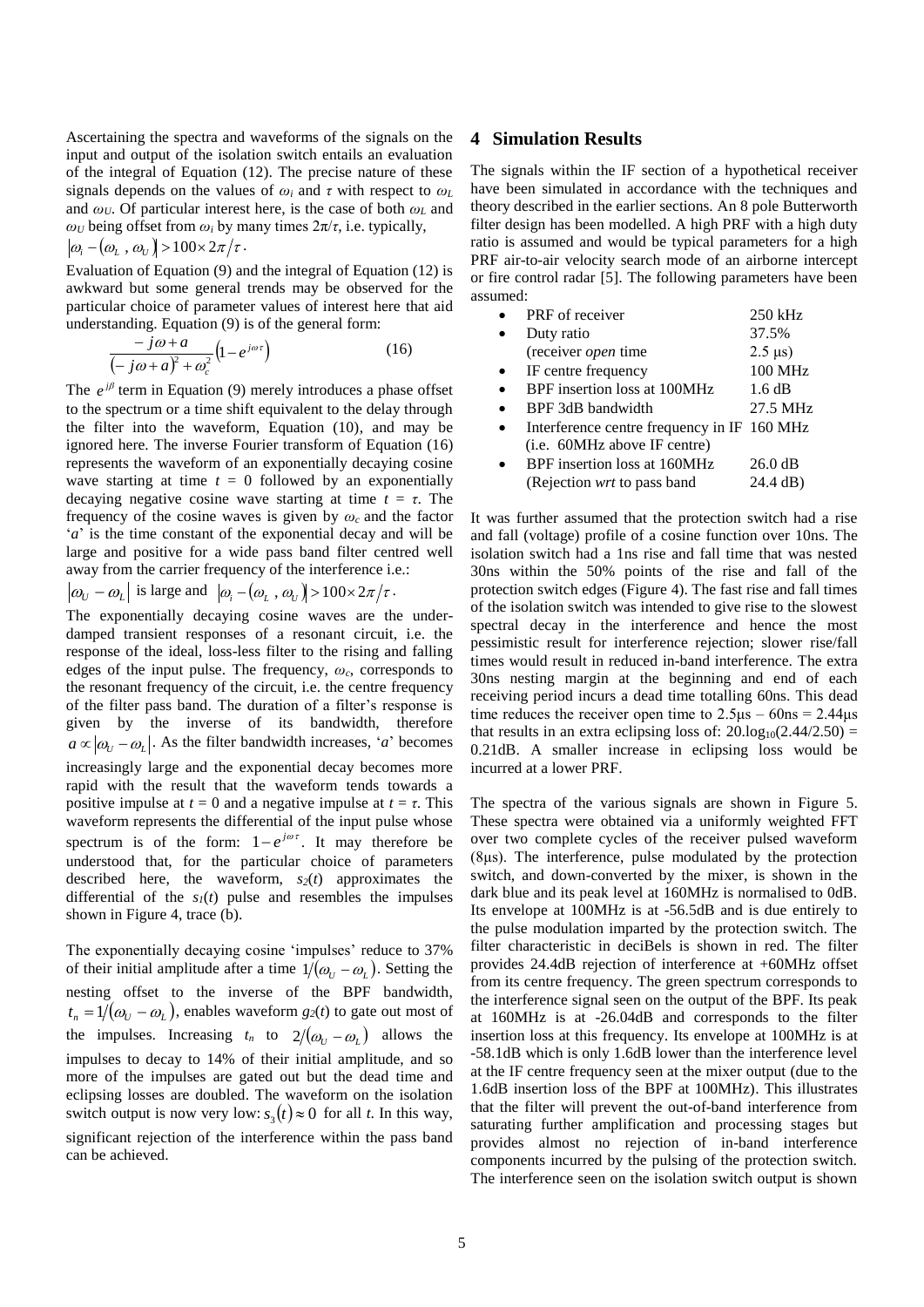Ascertaining the spectra and waveforms of the signals on the input and output of the isolation switch entails an evaluation of the integral of Equation (12). The precise nature of these signals depends on the values of $\omega_i$ and $\tau$ with respect to $\omega_L$ and $\omega_U$. Of particular interest here, is the case of both $\omega_L$ and $\omega_U$ being offset from $\omega_i$ by many times $2\pi/\tau$, i.e. typically, $|\omega_i - (\omega_L \ , \omega_U)| > 100 \times 2\pi/\tau$.

Evaluation of Equation (9) and the integral of Equation (12) is awkward but some general trends may be observed for the particular choice of parameter values of interest here that aid understanding. Equation (9) is of the general form:

$$\frac{-j\omega + a}{(-j\omega + a)^2 + \omega_c^2}\left(1 - e^{j\omega\tau}\right) \qquad (16)$$

The $e^{j\beta}$ term in Equation (9) merely introduces a phase offset to the spectrum or a time shift equivalent to the delay through the filter into the waveform, Equation (10), and may be ignored here. The inverse Fourier transform of Equation (16) represents the waveform of an exponentially decaying cosine wave starting at time $t = 0$ followed by an exponentially decaying negative cosine wave starting at time $t = \tau$. The frequency of the cosine waves is given by $\omega_c$ and the factor '$a$' is the time constant of the exponential decay and will be large and positive for a wide pass band filter centred well away from the carrier frequency of the interference i.e.:

$|\omega_U - \omega_L|$ is large and $|\omega_i - (\omega_L \ , \omega_U)| > 100 \times 2\pi/\tau$.

The exponentially decaying cosine waves are the under-damped transient responses of a resonant circuit, i.e. the response of the ideal, loss-less filter to the rising and falling edges of the input pulse. The frequency, $\omega_c$, corresponds to the resonant frequency of the circuit, i.e. the centre frequency of the filter pass band. The duration of a filter's response is given by the inverse of its bandwidth, therefore $a \propto |\omega_U - \omega_L|$. As the filter bandwidth increases, '$a$' becomes increasingly large and the exponential decay becomes more rapid with the result that the waveform tends towards a positive impulse at $t = 0$ and a negative impulse at $t = \tau$. This waveform represents the differential of the input pulse whose spectrum is of the form: $1 - e^{j\omega\tau}$. It may therefore be understood that, for the particular choice of parameters described here, the waveform, $s_2(t)$ approximates the differential of the $s_1(t)$ pulse and resembles the impulses shown in Figure 4, trace (b).

The exponentially decaying cosine 'impulses' reduce to 37% of their initial amplitude after a time $1/(\omega_U - \omega_L)$. Setting the nesting offset to the inverse of the BPF bandwidth, $t_n = 1/(\omega_U - \omega_L)$, enables waveform $g_2(t)$ to gate out most of the impulses. Increasing $t_n$ to $2/(\omega_U - \omega_L)$ allows the impulses to decay to 14% of their initial amplitude, and so more of the impulses are gated out but the dead time and eclipsing losses are doubled. The waveform on the isolation switch output is now very low: $s_3(t) \approx 0$ for all $t$. In this way, significant rejection of the interference within the pass band can be achieved.

## 4 Simulation Results

The signals within the IF section of a hypothetical receiver have been simulated in accordance with the techniques and theory described in the earlier sections. An 8 pole Butterworth filter design has been modelled. A high PRF with a high duty ratio is assumed and would be typical parameters for a high PRF air-to-air velocity search mode of an airborne intercept or fire control radar [5]. The following parameters have been assumed:

- PRF of receiver — 250 kHz
- Duty ratio — 37.5% (receiver *open* time — 2.5 μs)
- IF centre frequency — 100 MHz
- BPF insertion loss at 100MHz — 1.6 dB
- BPF 3dB bandwidth — 27.5 MHz
- Interference centre frequency in IF — 160 MHz (i.e. 60MHz above IF centre)
- BPF insertion loss at 160MHz — 26.0 dB (Rejection *wrt* to pass band — 24.4 dB)

It was further assumed that the protection switch had a rise and fall (voltage) profile of a cosine function over 10ns. The isolation switch had a 1ns rise and fall time that was nested 30ns within the 50% points of the rise and fall of the protection switch edges (Figure 4). The fast rise and fall times of the isolation switch was intended to give rise to the slowest spectral decay in the interference and hence the most pessimistic result for interference rejection; slower rise/fall times would result in reduced in-band interference. The extra 30ns nesting margin at the beginning and end of each receiving period incurs a dead time totalling 60ns. This dead time reduces the receiver open time to 2.5μs – 60ns = 2.44μs that results in an extra eclipsing loss of: $20.\log_{10}(2.44/2.50) = 0.21$dB. A smaller increase in eclipsing loss would be incurred at a lower PRF.

The spectra of the various signals are shown in Figure 5. These spectra were obtained via a uniformly weighted FFT over two complete cycles of the receiver pulsed waveform (8μs). The interference, pulse modulated by the protection switch, and down-converted by the mixer, is shown in the dark blue and its peak level at 160MHz is normalised to 0dB. Its envelope at 100MHz is at -56.5dB and is due entirely to the pulse modulation imparted by the protection switch. The filter characteristic in deciBels is shown in red. The filter provides 24.4dB rejection of interference at +60MHz offset from its centre frequency. The green spectrum corresponds to the interference signal seen on the output of the BPF. Its peak at 160MHz is at -26.04dB and corresponds to the filter insertion loss at this frequency. Its envelope at 100MHz is at -58.1dB which is only 1.6dB lower than the interference level at the IF centre frequency seen at the mixer output (due to the 1.6dB insertion loss of the BPF at 100MHz). This illustrates that the filter will prevent the out-of-band interference from saturating further amplification and processing stages but provides almost no rejection of in-band interference components incurred by the pulsing of the protection switch. The interference seen on the isolation switch output is shown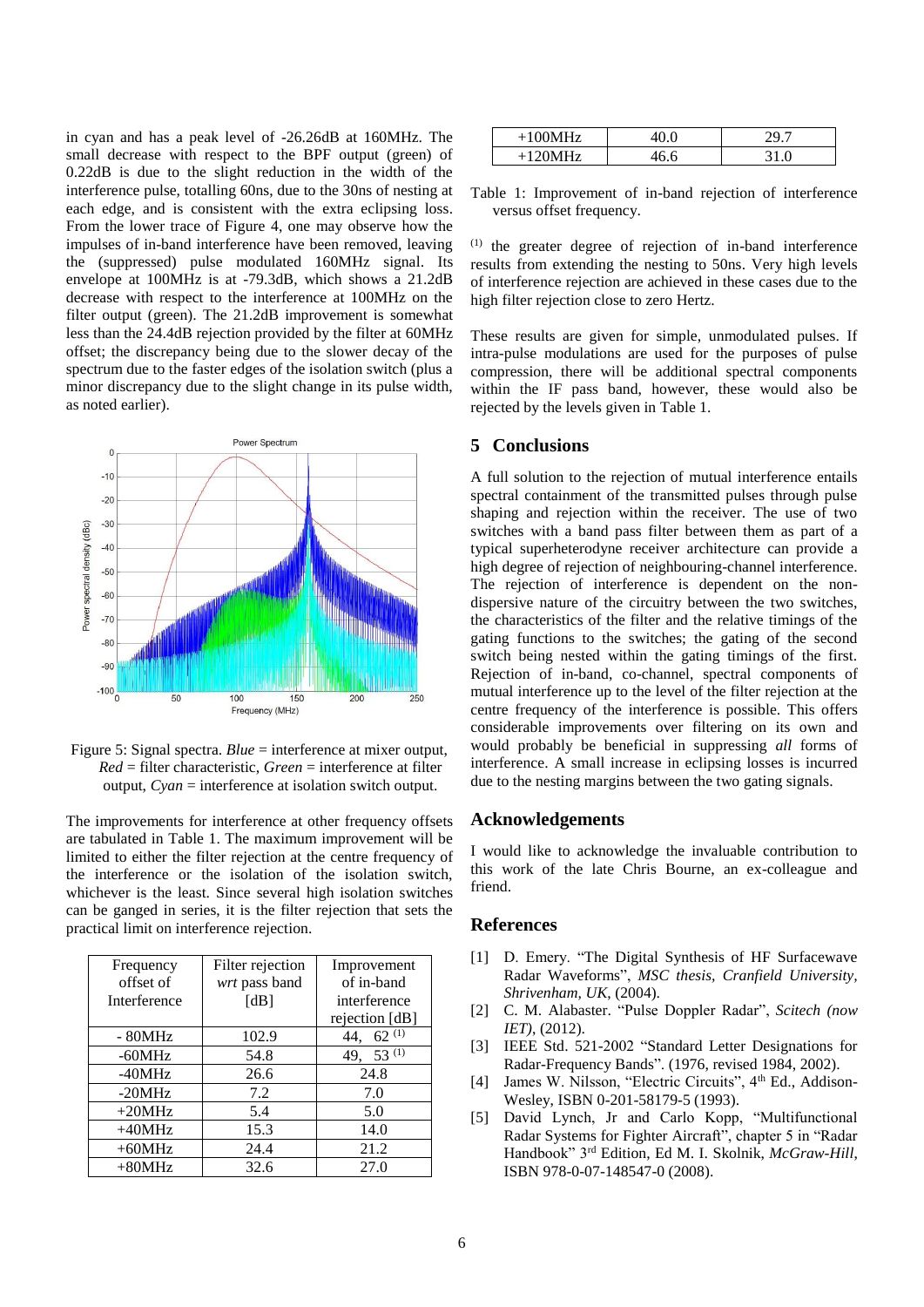in cyan and has a peak level of -26.26dB at 160MHz. The small decrease with respect to the BPF output (green) of 0.22dB is due to the slight reduction in the width of the interference pulse, totalling 60ns, due to the 30ns of nesting at each edge, and is consistent with the extra eclipsing loss. From the lower trace of Figure 4, one may observe how the impulses of in-band interference have been removed, leaving the (suppressed) pulse modulated 160MHz signal. Its envelope at 100MHz is at -79.3dB, which shows a 21.2dB decrease with respect to the interference at 100MHz on the filter output (green). The 21.2dB improvement is somewhat less than the 24.4dB rejection provided by the filter at 60MHz offset; the discrepancy being due to the slower decay of the spectrum due to the faster edges of the isolation switch (plus a minor discrepancy due to the slight change in its pulse width, as noted earlier).

Power Spectrum

Power spectral density (dBc)

0
-10
-20
-30
-40
-50
-60
-70
-80
-90
-100

0
50
100
150
200
250

Frequency (MHz)

Figure 5: Signal spectra. *Blue* = interference at mixer output, *Red* = filter characteristic, *Green* = interference at filter output, *Cyan* = interference at isolation switch output.

The improvements for interference at other frequency offsets are tabulated in Table 1. The maximum improvement will be limited to either the filter rejection at the centre frequency of the interference or the isolation of the isolation switch, whichever is the least. Since several high isolation switches can be ganged in series, it is the filter rejection that sets the practical limit on interference rejection.

| Frequency offset of Interference | Filter rejection *wrt* pass band [dB] | Improvement of in-band interference rejection [dB] |
|---|---|---|
| - 80MHz | 102.9 | 44, 62 [(1)] |
| -60MHz | 54.8 | 49, 53 [(1)] |
| -40MHz | 26.6 | 24.8 |
| -20MHz | 7.2 | 7.0 |
| +20MHz | 5.4 | 5.0 |
| +40MHz | 15.3 | 14.0 |
| +60MHz | 24.4 | 21.2 |
| +80MHz | 32.6 | 27.0 |
| +100MHz | 40.0 | 29.7 |
| +120MHz | 46.6 | 31.0 |

Table 1: Improvement of in-band rejection of interference versus offset frequency.

[(1)] the greater degree of rejection of in-band interference results from extending the nesting to 50ns. Very high levels of interference rejection are achieved in these cases due to the high filter rejection close to zero Hertz.

These results are given for simple, unmodulated pulses. If intra-pulse modulations are used for the purposes of pulse compression, there will be additional spectral components within the IF pass band, however, these would also be rejected by the levels given in Table 1.

## 5 Conclusions

A full solution to the rejection of mutual interference entails spectral containment of the transmitted pulses through pulse shaping and rejection within the receiver. The use of two switches with a band pass filter between them as part of a typical superheterodyne receiver architecture can provide a high degree of rejection of neighbouring-channel interference. The rejection of interference is dependent on the non-dispersive nature of the circuitry between the two switches, the characteristics of the filter and the relative timings of the gating functions to the switches; the gating of the second switch being nested within the gating timings of the first. Rejection of in-band, co-channel, spectral components of mutual interference up to the level of the filter rejection at the centre frequency of the interference is possible. This offers considerable improvements over filtering on its own and would probably be beneficial in suppressing *all* forms of interference. A small increase in eclipsing losses is incurred due to the nesting margins between the two gating signals.

## Acknowledgements

I would like to acknowledge the invaluable contribution to this work of the late Chris Bourne, an ex-colleague and friend.

## References

[1] D. Emery. "The Digital Synthesis of HF Surfacewave Radar Waveforms", *MSC thesis, Cranfield University, Shrivenham, UK,* (2004).

[2] C. M. Alabaster. "Pulse Doppler Radar", *Scitech (now IET),* (2012).

[3] IEEE Std. 521-2002 "Standard Letter Designations for Radar-Frequency Bands". (1976, revised 1984, 2002).

[4] James W. Nilsson, "Electric Circuits", 4th Ed., Addison-Wesley, ISBN 0-201-58179-5 (1993).

[5] David Lynch, Jr and Carlo Kopp, "Multifunctional Radar Systems for Fighter Aircraft", chapter 5 in "Radar Handbook" 3rd Edition, Ed M. I. Skolnik, *McGraw-Hill*, ISBN 978-0-07-148547-0 (2008).